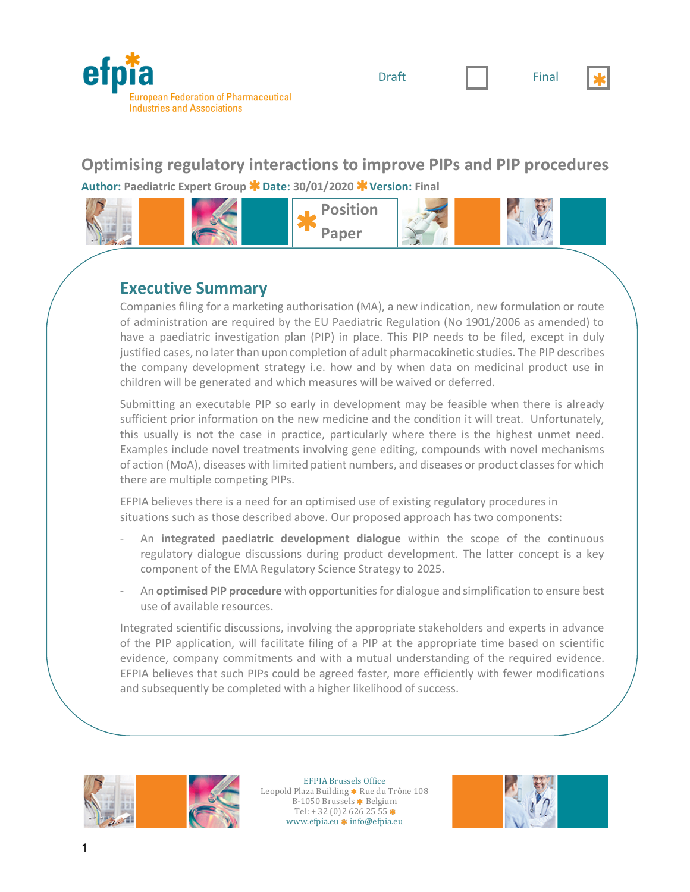efpia
European Federation of Pharmaceutical Industries and Associations

Draft ☐ Final ☒

# Optimising regulatory interactions to improve PIPs and PIP procedures

**Author:** Paediatric Expert Group * **Date:** 30/01/2020 * **Version:** Final

**Position Paper**

## Executive Summary

Companies filing for a marketing authorisation (MA), a new indication, new formulation or route of administration are required by the EU Paediatric Regulation (No 1901/2006 as amended) to have a paediatric investigation plan (PIP) in place. This PIP needs to be filed, except in duly justified cases, no later than upon completion of adult pharmacokinetic studies. The PIP describes the company development strategy i.e. how and by when data on medicinal product use in children will be generated and which measures will be waived or deferred.

Submitting an executable PIP so early in development may be feasible when there is already sufficient prior information on the new medicine and the condition it will treat. Unfortunately, this usually is not the case in practice, particularly where there is the highest unmet need. Examples include novel treatments involving gene editing, compounds with novel mechanisms of action (MoA), diseases with limited patient numbers, and diseases or product classes for which there are multiple competing PIPs.

EFPIA believes there is a need for an optimised use of existing regulatory procedures in situations such as those described above. Our proposed approach has two components:

- An **integrated paediatric development dialogue** within the scope of the continuous regulatory dialogue discussions during product development. The latter concept is a key component of the EMA Regulatory Science Strategy to 2025.
- An **optimised PIP procedure** with opportunities for dialogue and simplification to ensure best use of available resources.

Integrated scientific discussions, involving the appropriate stakeholders and experts in advance of the PIP application, will facilitate filing of a PIP at the appropriate time based on scientific evidence, company commitments and with a mutual understanding of the required evidence. EFPIA believes that such PIPs could be agreed faster, more efficiently with fewer modifications and subsequently be completed with a higher likelihood of success.

EFPIA Brussels Office
Leopold Plaza Building * Rue du Trône 108
B-1050 Brussels * Belgium
Tel: + 32 (0)2 626 25 55 *
www.efpia.eu * info@efpia.eu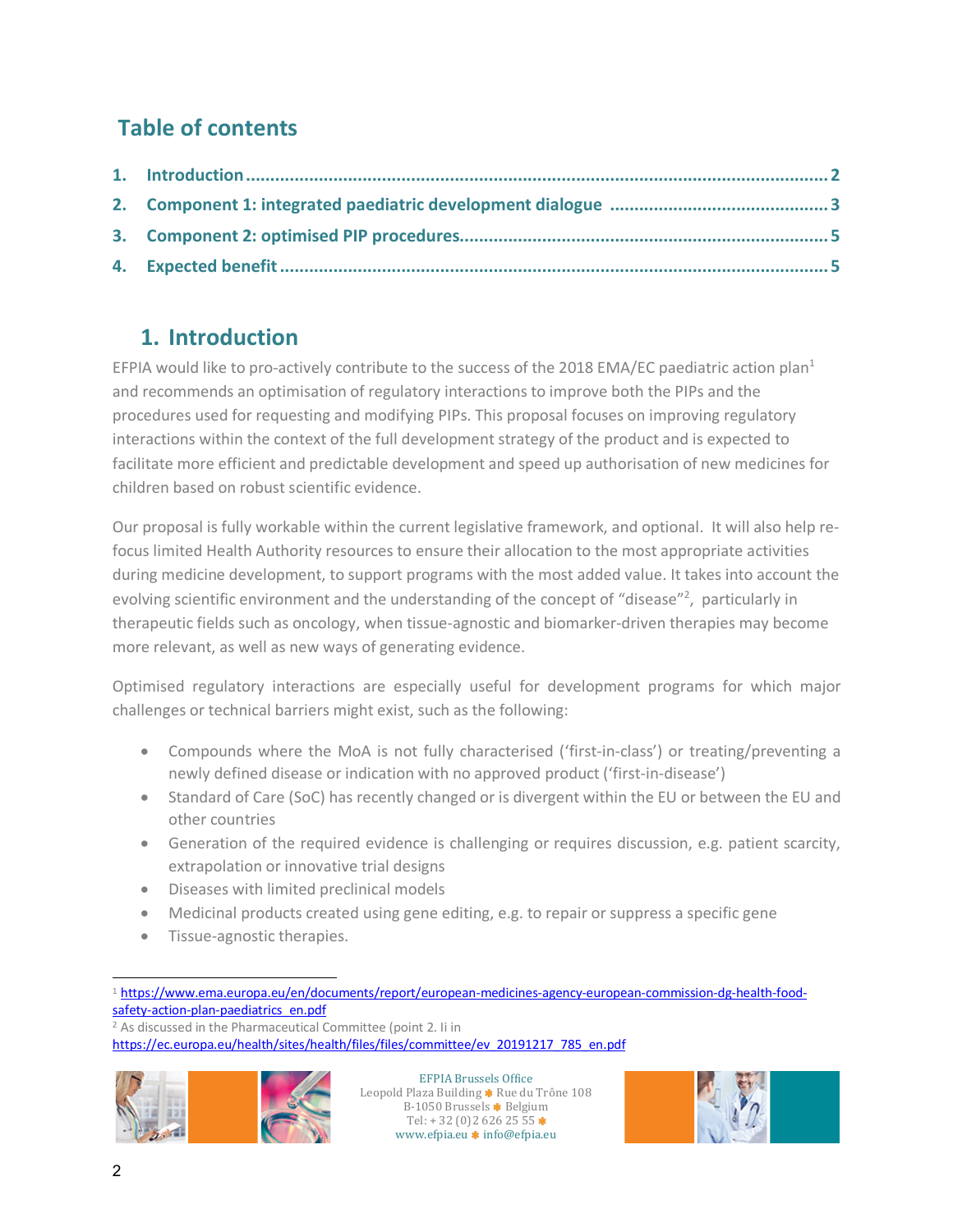## Table of contents

1. Introduction .......... 2
2. Component 1: integrated paediatric development dialogue .......... 3
3. Component 2: optimised PIP procedures .......... 5
4. Expected benefit .......... 5

## 1. Introduction

EFPIA would like to pro-actively contribute to the success of the 2018 EMA/EC paediatric action plan[1] and recommends an optimisation of regulatory interactions to improve both the PIPs and the procedures used for requesting and modifying PIPs. This proposal focuses on improving regulatory interactions within the context of the full development strategy of the product and is expected to facilitate more efficient and predictable development and speed up authorisation of new medicines for children based on robust scientific evidence.

Our proposal is fully workable within the current legislative framework, and optional. It will also help re-focus limited Health Authority resources to ensure their allocation to the most appropriate activities during medicine development, to support programs with the most added value. It takes into account the evolving scientific environment and the understanding of the concept of "disease"[2], particularly in therapeutic fields such as oncology, when tissue-agnostic and biomarker-driven therapies may become more relevant, as well as new ways of generating evidence.

Optimised regulatory interactions are especially useful for development programs for which major challenges or technical barriers might exist, such as the following:

- Compounds where the MoA is not fully characterised ('first-in-class') or treating/preventing a newly defined disease or indication with no approved product ('first-in-disease')
- Standard of Care (SoC) has recently changed or is divergent within the EU or between the EU and other countries
- Generation of the required evidence is challenging or requires discussion, e.g. patient scarcity, extrapolation or innovative trial designs
- Diseases with limited preclinical models
- Medicinal products created using gene editing, e.g. to repair or suppress a specific gene
- Tissue-agnostic therapies.

---

[1] https://www.ema.europa.eu/en/documents/report/european-medicines-agency-european-commission-dg-health-food-safety-action-plan-paediatrics_en.pdf

[2] As discussed in the Pharmaceutical Committee (point 2. Ii in https://ec.europa.eu/health/sites/health/files/files/committee/ev_20191217_785_en.pdf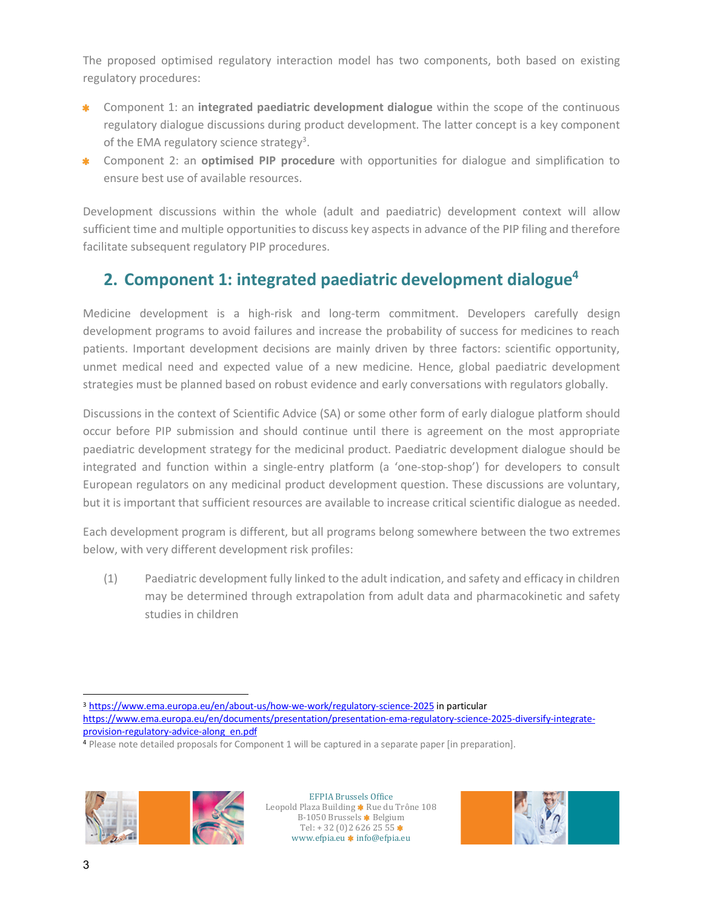The proposed optimised regulatory interaction model has two components, both based on existing regulatory procedures:

- Component 1: an **integrated paediatric development dialogue** within the scope of the continuous regulatory dialogue discussions during product development. The latter concept is a key component of the EMA regulatory science strategy[3].
- Component 2: an **optimised PIP procedure** with opportunities for dialogue and simplification to ensure best use of available resources.

Development discussions within the whole (adult and paediatric) development context will allow sufficient time and multiple opportunities to discuss key aspects in advance of the PIP filing and therefore facilitate subsequent regulatory PIP procedures.

## 2. Component 1: integrated paediatric development dialogue[4]

Medicine development is a high-risk and long-term commitment. Developers carefully design development programs to avoid failures and increase the probability of success for medicines to reach patients. Important development decisions are mainly driven by three factors: scientific opportunity, unmet medical need and expected value of a new medicine. Hence, global paediatric development strategies must be planned based on robust evidence and early conversations with regulators globally.

Discussions in the context of Scientific Advice (SA) or some other form of early dialogue platform should occur before PIP submission and should continue until there is agreement on the most appropriate paediatric development strategy for the medicinal product. Paediatric development dialogue should be integrated and function within a single-entry platform (a 'one-stop-shop') for developers to consult European regulators on any medicinal product development question. These discussions are voluntary, but it is important that sufficient resources are available to increase critical scientific dialogue as needed.

Each development program is different, but all programs belong somewhere between the two extremes below, with very different development risk profiles:

(1) Paediatric development fully linked to the adult indication, and safety and efficacy in children may be determined through extrapolation from adult data and pharmacokinetic and safety studies in children

---

[3] https://www.ema.europa.eu/en/about-us/how-we-work/regulatory-science-2025 in particular https://www.ema.europa.eu/en/documents/presentation/presentation-ema-regulatory-science-2025-diversify-integrate-provision-regulatory-advice-along_en.pdf

[4] Please note detailed proposals for Component 1 will be captured in a separate paper [in preparation].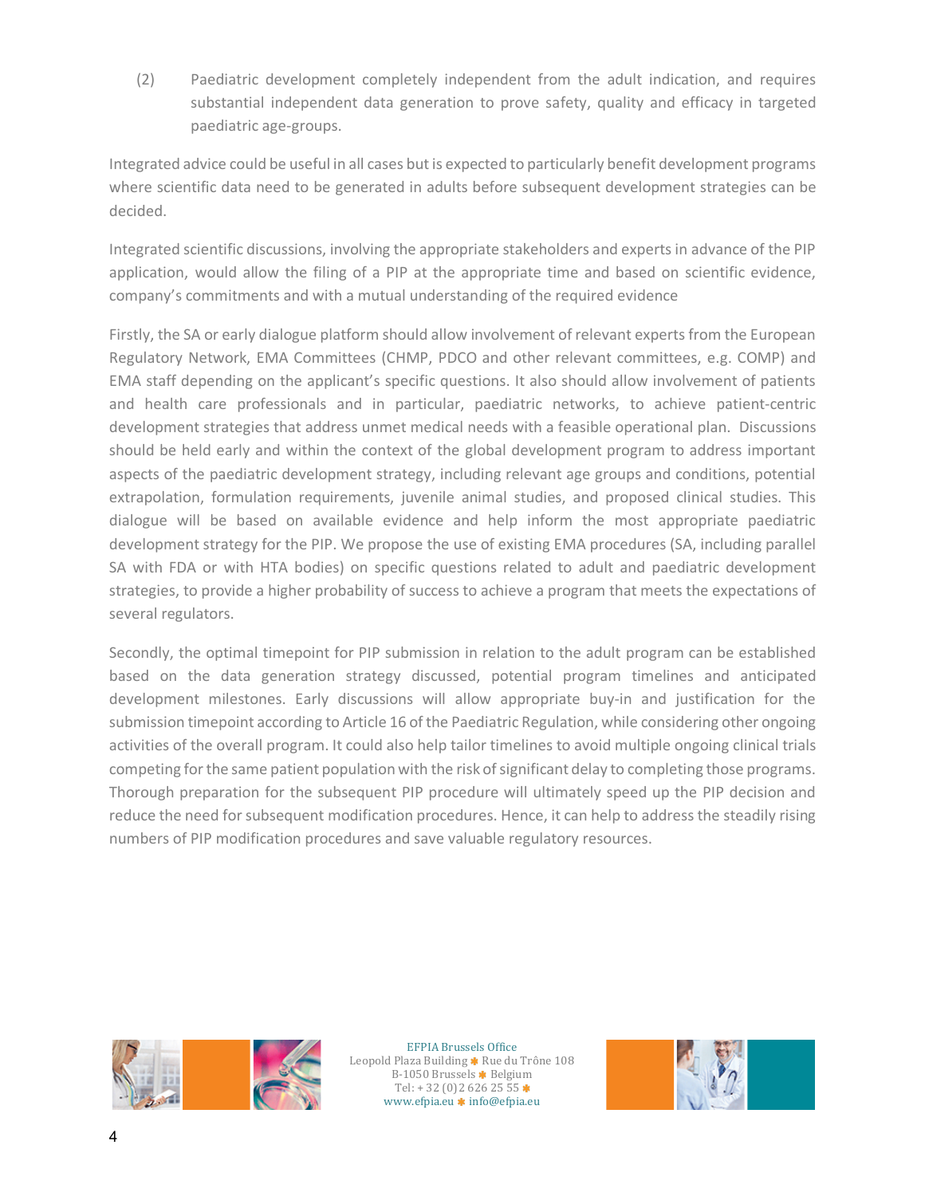(2) Paediatric development completely independent from the adult indication, and requires substantial independent data generation to prove safety, quality and efficacy in targeted paediatric age-groups.

Integrated advice could be useful in all cases but is expected to particularly benefit development programs where scientific data need to be generated in adults before subsequent development strategies can be decided.

Integrated scientific discussions, involving the appropriate stakeholders and experts in advance of the PIP application, would allow the filing of a PIP at the appropriate time and based on scientific evidence, company's commitments and with a mutual understanding of the required evidence

Firstly, the SA or early dialogue platform should allow involvement of relevant experts from the European Regulatory Network, EMA Committees (CHMP, PDCO and other relevant committees, e.g. COMP) and EMA staff depending on the applicant's specific questions. It also should allow involvement of patients and health care professionals and in particular, paediatric networks, to achieve patient-centric development strategies that address unmet medical needs with a feasible operational plan. Discussions should be held early and within the context of the global development program to address important aspects of the paediatric development strategy, including relevant age groups and conditions, potential extrapolation, formulation requirements, juvenile animal studies, and proposed clinical studies. This dialogue will be based on available evidence and help inform the most appropriate paediatric development strategy for the PIP. We propose the use of existing EMA procedures (SA, including parallel SA with FDA or with HTA bodies) on specific questions related to adult and paediatric development strategies, to provide a higher probability of success to achieve a program that meets the expectations of several regulators.

Secondly, the optimal timepoint for PIP submission in relation to the adult program can be established based on the data generation strategy discussed, potential program timelines and anticipated development milestones. Early discussions will allow appropriate buy-in and justification for the submission timepoint according to Article 16 of the Paediatric Regulation, while considering other ongoing activities of the overall program. It could also help tailor timelines to avoid multiple ongoing clinical trials competing for the same patient population with the risk of significant delay to completing those programs. Thorough preparation for the subsequent PIP procedure will ultimately speed up the PIP decision and reduce the need for subsequent modification procedures. Hence, it can help to address the steadily rising numbers of PIP modification procedures and save valuable regulatory resources.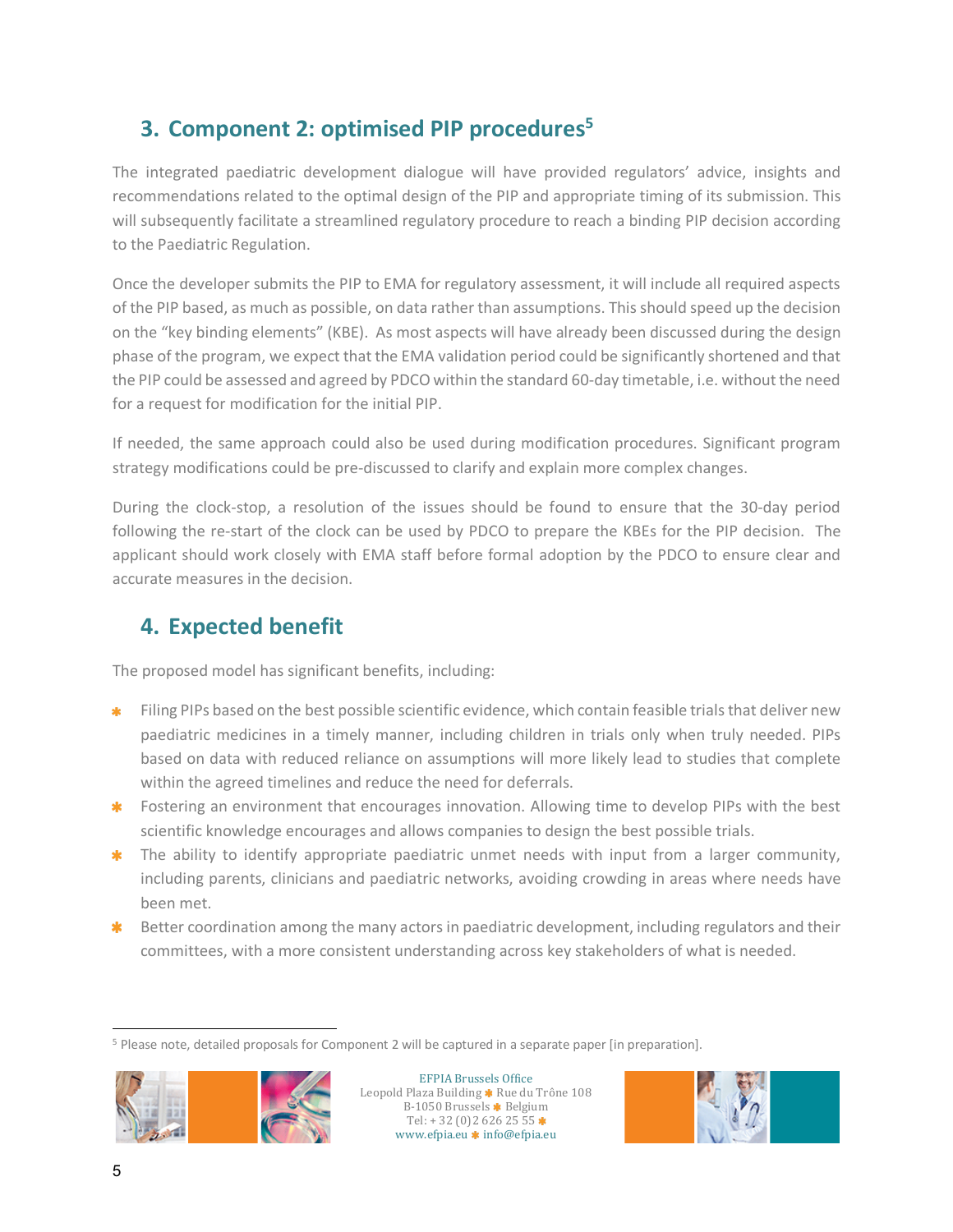## 3. Component 2: optimised PIP procedures[5]

The integrated paediatric development dialogue will have provided regulators' advice, insights and recommendations related to the optimal design of the PIP and appropriate timing of its submission. This will subsequently facilitate a streamlined regulatory procedure to reach a binding PIP decision according to the Paediatric Regulation.

Once the developer submits the PIP to EMA for regulatory assessment, it will include all required aspects of the PIP based, as much as possible, on data rather than assumptions. This should speed up the decision on the "key binding elements" (KBE). As most aspects will have already been discussed during the design phase of the program, we expect that the EMA validation period could be significantly shortened and that the PIP could be assessed and agreed by PDCO within the standard 60-day timetable, i.e. without the need for a request for modification for the initial PIP.

If needed, the same approach could also be used during modification procedures. Significant program strategy modifications could be pre-discussed to clarify and explain more complex changes.

During the clock-stop, a resolution of the issues should be found to ensure that the 30-day period following the re-start of the clock can be used by PDCO to prepare the KBEs for the PIP decision. The applicant should work closely with EMA staff before formal adoption by the PDCO to ensure clear and accurate measures in the decision.

## 4. Expected benefit

The proposed model has significant benefits, including:

- Filing PIPs based on the best possible scientific evidence, which contain feasible trials that deliver new paediatric medicines in a timely manner, including children in trials only when truly needed. PIPs based on data with reduced reliance on assumptions will more likely lead to studies that complete within the agreed timelines and reduce the need for deferrals.
- Fostering an environment that encourages innovation. Allowing time to develop PIPs with the best scientific knowledge encourages and allows companies to design the best possible trials.
- The ability to identify appropriate paediatric unmet needs with input from a larger community, including parents, clinicians and paediatric networks, avoiding crowding in areas where needs have been met.
- Better coordination among the many actors in paediatric development, including regulators and their committees, with a more consistent understanding across key stakeholders of what is needed.

---

[5] Please note, detailed proposals for Component 2 will be captured in a separate paper [in preparation].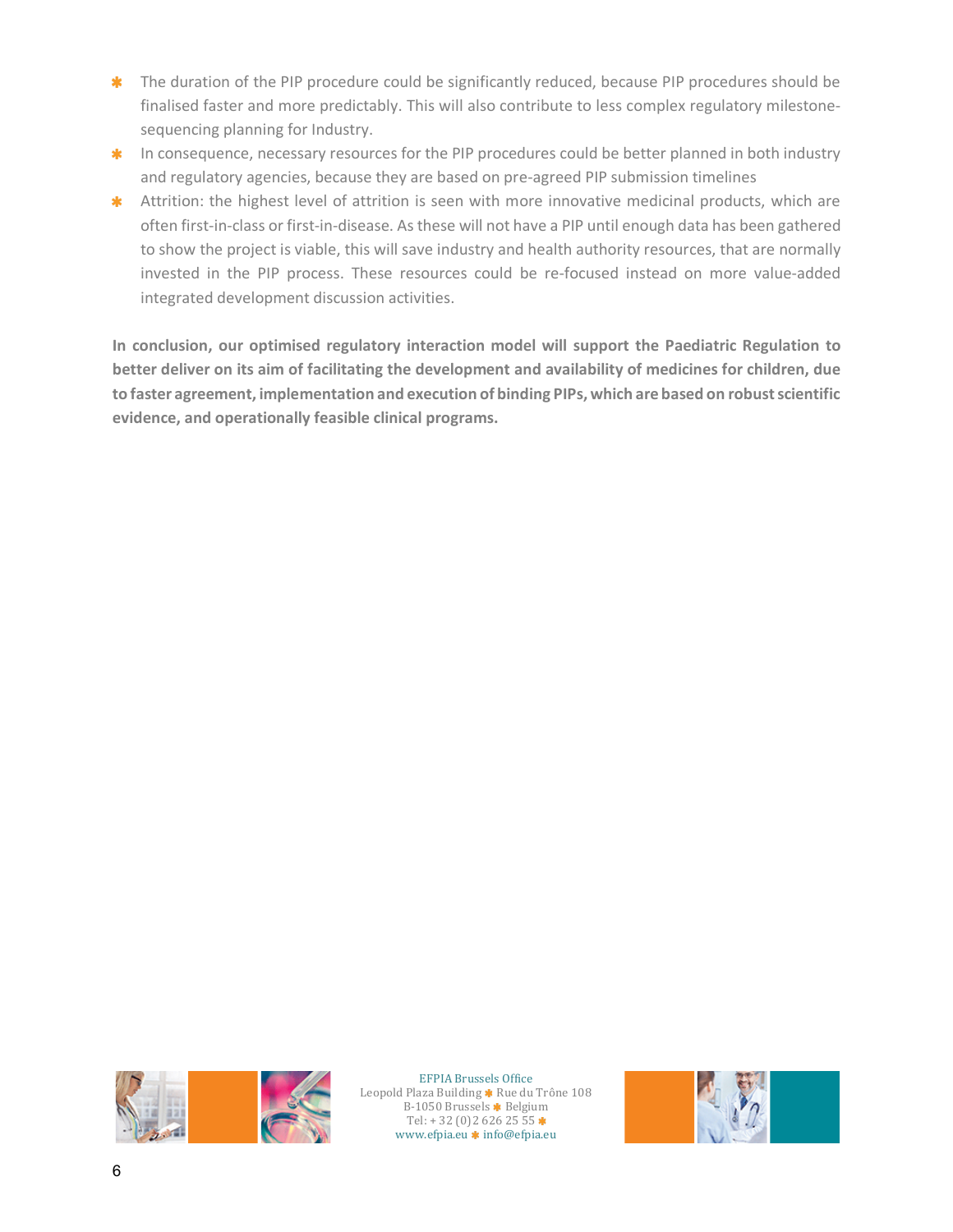- The duration of the PIP procedure could be significantly reduced, because PIP procedures should be finalised faster and more predictably. This will also contribute to less complex regulatory milestone-sequencing planning for Industry.
- In consequence, necessary resources for the PIP procedures could be better planned in both industry and regulatory agencies, because they are based on pre-agreed PIP submission timelines
- Attrition: the highest level of attrition is seen with more innovative medicinal products, which are often first-in-class or first-in-disease. As these will not have a PIP until enough data has been gathered to show the project is viable, this will save industry and health authority resources, that are normally invested in the PIP process. These resources could be re-focused instead on more value-added integrated development discussion activities.

**In conclusion, our optimised regulatory interaction model will support the Paediatric Regulation to better deliver on its aim of facilitating the development and availability of medicines for children, due to faster agreement, implementation and execution of binding PIPs, which are based on robust scientific evidence, and operationally feasible clinical programs.**